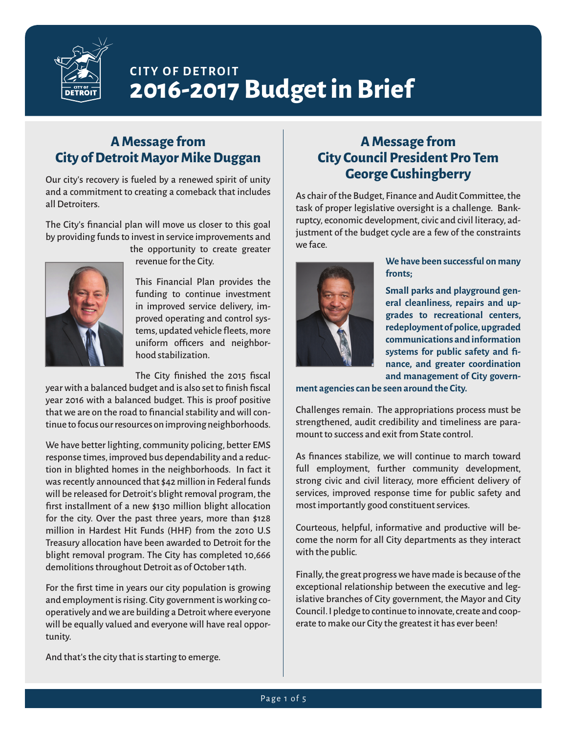# CITY OF DETROIT
# 2016-2017 Budget in Brief

## A Message from City of Detroit Mayor Mike Duggan

Our city's recovery is fueled by a renewed spirit of unity and a commitment to creating a comeback that includes all Detroiters.

The City's financial plan will move us closer to this goal by providing funds to invest in service improvements and the opportunity to create greater revenue for the City.

This Financial Plan provides the funding to continue investment in improved service delivery, improved operating and control systems, updated vehicle fleets, more uniform officers and neighborhood stabilization.

The City finished the 2015 fiscal year with a balanced budget and is also set to finish fiscal year 2016 with a balanced budget. This is proof positive that we are on the road to financial stability and will continue to focus our resources on improving neighborhoods.

We have better lighting, community policing, better EMS response times, improved bus dependability and a reduction in blighted homes in the neighborhoods. In fact it was recently announced that $42 million in Federal funds will be released for Detroit's blight removal program, the first installment of a new $130 million blight allocation for the city. Over the past three years, more than $128 million in Hardest Hit Funds (HHF) from the 2010 U.S Treasury allocation have been awarded to Detroit for the blight removal program. The City has completed 10,666 demolitions throughout Detroit as of October 14th.

For the first time in years our city population is growing and employment is rising. City government is working cooperatively and we are building a Detroit where everyone will be equally valued and everyone will have real opportunity.

And that's the city that is starting to emerge.

## A Message from City Council President Pro Tem George Cushingberry

As chair of the Budget, Finance and Audit Committee, the task of proper legislative oversight is a challenge. Bankruptcy, economic development, civic and civil literacy, adjustment of the budget cycle are a few of the constraints we face.

**We have been successful on many fronts;**

**Small parks and playground general cleanliness, repairs and upgrades to recreational centers, redeployment of police, upgraded communications and information systems for public safety and finance, and greater coordination and management of City government agencies can be seen around the City.**

Challenges remain. The appropriations process must be strengthened, audit credibility and timeliness are paramount to success and exit from State control.

As finances stabilize, we will continue to march toward full employment, further community development, strong civic and civil literacy, more efficient delivery of services, improved response time for public safety and most importantly good constituent services.

Courteous, helpful, informative and productive will become the norm for all City departments as they interact with the public.

Finally, the great progress we have made is because of the exceptional relationship between the executive and legislative branches of City government, the Mayor and City Council. I pledge to continue to innovate, create and cooperate to make our City the greatest it has ever been!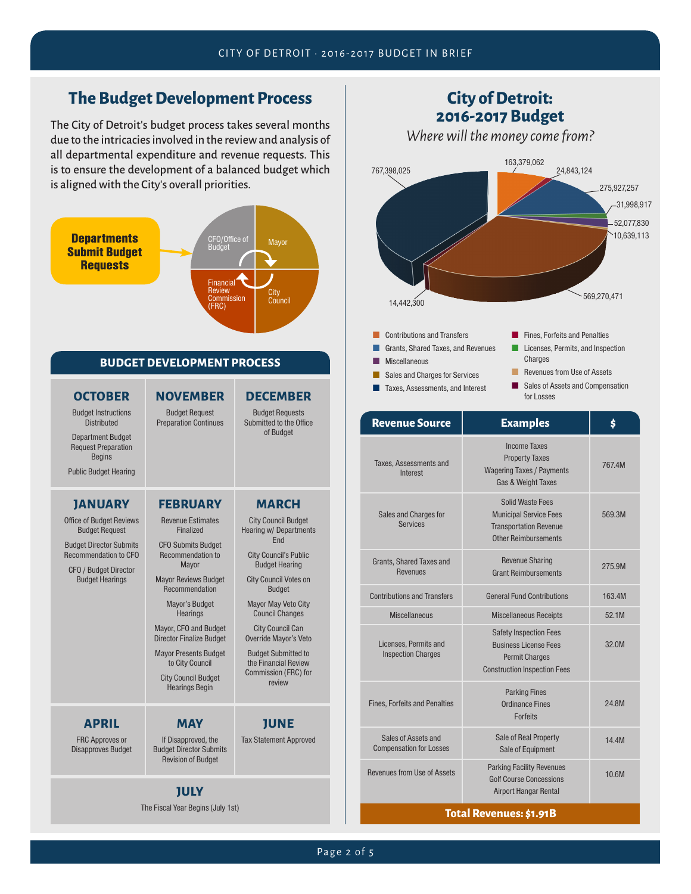## The Budget Development Process

The City of Detroit's budget process takes several months due to the intricacies involved in the review and analysis of all departmental expenditure and revenue requests. This is to ensure the development of a balanced budget which is aligned with the City's overall priorities.

**Departments Submit Budget Requests** → CFO/Office of Budget → Mayor → City Council → Financial Review Commission (FRC)

### BUDGET DEVELOPMENT PROCESS

**OCTOBER**
- Budget Instructions Distributed
- Department Budget Request Preparation Begins
- Public Budget Hearing

**NOVEMBER**
- Budget Request Preparation Continues

**DECEMBER**
- Budget Requests Submitted to the Office of Budget

**JANUARY**
- Office of Budget Reviews Budget Request
- Budget Director Submits Recommendation to CFO
- CFO / Budget Director Budget Hearings

**FEBRUARY**
- Revenue Estimates Finalized
- CFO Submits Budget Recommendation to Mayor
- Mayor Reviews Budget Recommendation
- Mayor's Budget Hearings
- Mayor, CFO and Budget Director Finalize Budget
- Mayor Presents Budget to City Council
- City Council Budget Hearings Begin

**MARCH**
- City Council Budget Hearing w/ Departments End
- City Council's Public Budget Hearing
- City Council Votes on Budget
- Mayor May Veto City Council Changes
- City Council Can Override Mayor's Veto
- Budget Submitted to the Financial Review Commission (FRC) for review

**APRIL**
- FRC Approves or Disapproves Budget

**MAY**
- If Disapproved, the Budget Director Submits Revision of Budget

**JUNE**
- Tax Statement Approved

**JULY**
- The Fiscal Year Begins (July 1st)

## City of Detroit: 2016-2017 Budget

*Where will the money come from?*

| Revenue Source | Examples | $ |
|---|---|---|
| Taxes, Assessments and Interest | Income Taxes<br>Property Taxes<br>Wagering Taxes / Payments<br>Gas & Weight Taxes | 767.4M |
| Sales and Charges for Services | Solid Waste Fees<br>Municipal Service Fees<br>Transportation Revenue<br>Other Reimbursements | 569.3M |
| Grants, Shared Taxes and Revenues | Revenue Sharing<br>Grant Reimbursements | 275.9M |
| Contributions and Transfers | General Fund Contributions | 163.4M |
| Miscellaneous | Miscellaneous Receipts | 52.1M |
| Licenses, Permits and Inspection Charges | Safety Inspection Fees<br>Business License Fees<br>Permit Charges<br>Construction Inspection Fees | 32.0M |
| Fines, Forfeits and Penalties | Parking Fines<br>Ordinance Fines<br>Forfeits | 24.8M |
| Sales of Assets and Compensation for Losses | Sale of Real Property<br>Sale of Equipment | 14.4M |
| Revenues from Use of Assets | Parking Facility Revenues<br>Golf Course Concessions<br>Airport Hangar Rental | 10.6M |
| **Total Revenues: $1.91B** | | |

Pie chart values: Taxes, Assessments, and Interest 767,398,025; Sales and Charges for Services 569,270,471; Grants, Shared Taxes, and Revenues 275,927,257; Contributions and Transfers 163,379,062; Miscellaneous 52,077,830; Licenses, Permits, and Inspection Charges 31,998,917; Fines, Forfeits and Penalties 24,843,124; Sales of Assets and Compensation for Losses 14,442,300; Revenues from Use of Assets 10,639,113.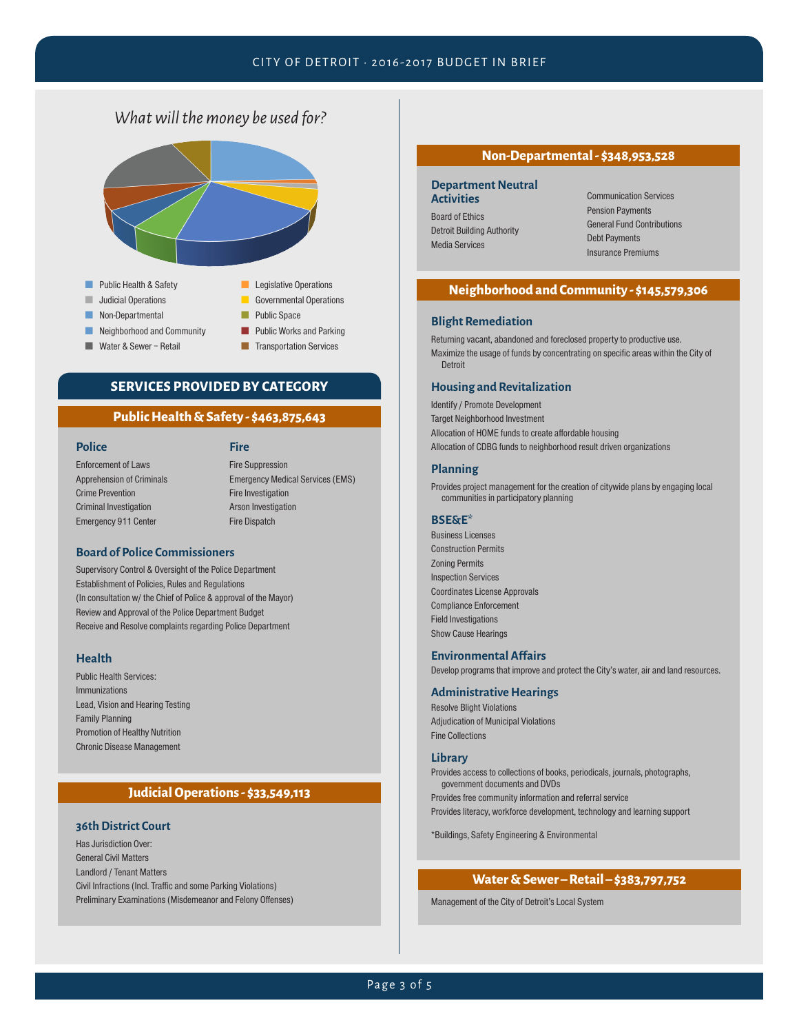## What will the money be used for?

- Public Health & Safety
- Judicial Operations
- Non-Departmental
- Neighborhood and Community
- Water & Sewer – Retail
- Legislative Operations
- Governmental Operations
- Public Space
- Public Works and Parking
- Transportation Services

## SERVICES PROVIDED BY CATEGORY

### Public Health & Safety - $463,875,643

#### Police

Enforcement of Laws
Apprehension of Criminals
Crime Prevention
Criminal Investigation
Emergency 911 Center

#### Fire

Fire Suppression
Emergency Medical Services (EMS)
Fire Investigation
Arson Investigation
Fire Dispatch

#### Board of Police Commissioners

Supervisory Control & Oversight of the Police Department
Establishment of Policies, Rules and Regulations
(In consultation w/ the Chief of Police & approval of the Mayor)
Review and Approval of the Police Department Budget
Receive and Resolve complaints regarding Police Department

#### Health

Public Health Services:
Immunizations
Lead, Vision and Hearing Testing
Family Planning
Promotion of Healthy Nutrition
Chronic Disease Management

### Judicial Operations - $33,549,113

#### 36th District Court

Has Jurisdiction Over:
General Civil Matters
Landlord / Tenant Matters
Civil Infractions (Incl. Traffic and some Parking Violations)
Preliminary Examinations (Misdemeanor and Felony Offenses)

### Non-Departmental - $348,953,528

#### Department Neutral Activities

Board of Ethics
Detroit Building Authority
Media Services
Communication Services
Pension Payments
General Fund Contributions
Debt Payments
Insurance Premiums

### Neighborhood and Community - $145,579,306

#### Blight Remediation

Returning vacant, abandoned and foreclosed property to productive use.
Maximize the usage of funds by concentrating on specific areas within the City of Detroit

#### Housing and Revitalization

Identify / Promote Development
Target Neighborhood Investment
Allocation of HOME funds to create affordable housing
Allocation of CDBG funds to neighborhood result driven organizations

#### Planning

Provides project management for the creation of citywide plans by engaging local communities in participatory planning

#### BSE&E*

Business Licenses
Construction Permits
Zoning Permits
Inspection Services
Coordinates License Approvals
Compliance Enforcement
Field Investigations
Show Cause Hearings

#### Environmental Affairs

Develop programs that improve and protect the City's water, air and land resources.

#### Administrative Hearings

Resolve Blight Violations
Adjudication of Municipal Violations
Fine Collections

#### Library

Provides access to collections of books, periodicals, journals, photographs, government documents and DVDs
Provides free community information and referral service
Provides literacy, workforce development, technology and learning support

*Buildings, Safety Engineering & Environmental

### Water & Sewer – Retail – $383,797,752

Management of the City of Detroit's Local System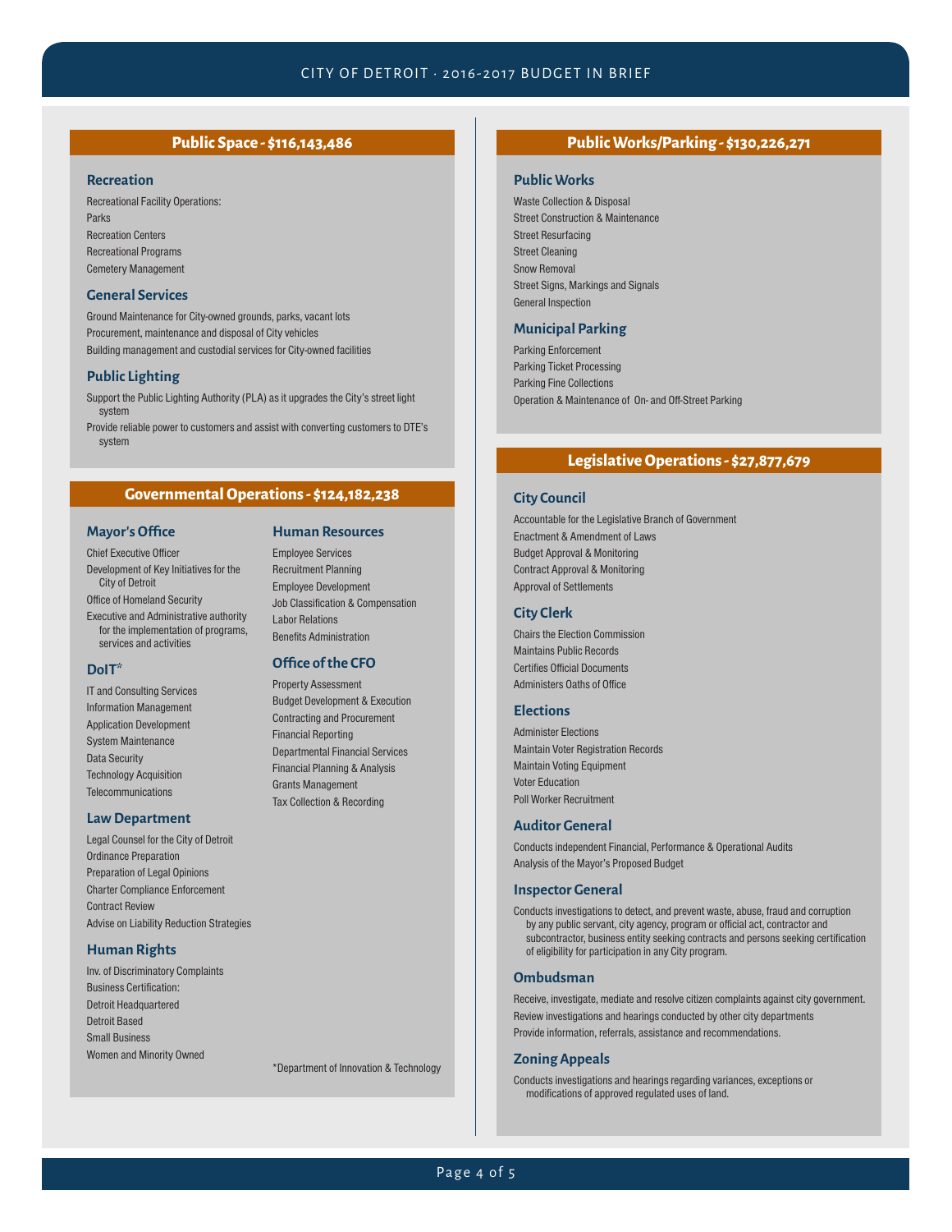## Public Space - $116,143,486

### Recreation

Recreational Facility Operations:
Parks
Recreation Centers
Recreational Programs
Cemetery Management

### General Services

Ground Maintenance for City-owned grounds, parks, vacant lots
Procurement, maintenance and disposal of City vehicles
Building management and custodial services for City-owned facilities

### Public Lighting

Support the Public Lighting Authority (PLA) as it upgrades the City's street light system
Provide reliable power to customers and assist with converting customers to DTE's system

## Governmental Operations - $124,182,238

### Mayor's Office

Chief Executive Officer
Development of Key Initiatives for the City of Detroit
Office of Homeland Security
Executive and Administrative authority for the implementation of programs, services and activities

### DoIT*

IT and Consulting Services
Information Management
Application Development
System Maintenance
Data Security
Technology Acquisition
Telecommunications

### Law Department

Legal Counsel for the City of Detroit
Ordinance Preparation
Preparation of Legal Opinions
Charter Compliance Enforcement
Contract Review
Advise on Liability Reduction Strategies

### Human Rights

Inv. of Discriminatory Complaints
Business Certification:
Detroit Headquartered
Detroit Based
Small Business
Women and Minority Owned

### Human Resources

Employee Services
Recruitment Planning
Employee Development
Job Classification & Compensation
Labor Relations
Benefits Administration

### Office of the CFO

Property Assessment
Budget Development & Execution
Contracting and Procurement
Financial Reporting
Departmental Financial Services
Financial Planning & Analysis
Grants Management
Tax Collection & Recording

*Department of Innovation & Technology

## Public Works/Parking - $130,226,271

### Public Works

Waste Collection & Disposal
Street Construction & Maintenance
Street Resurfacing
Street Cleaning
Snow Removal
Street Signs, Markings and Signals
General Inspection

### Municipal Parking

Parking Enforcement
Parking Ticket Processing
Parking Fine Collections
Operation & Maintenance of On- and Off-Street Parking

## Legislative Operations - $27,877,679

### City Council

Accountable for the Legislative Branch of Government
Enactment & Amendment of Laws
Budget Approval & Monitoring
Contract Approval & Monitoring
Approval of Settlements

### City Clerk

Chairs the Election Commission
Maintains Public Records
Certifies Official Documents
Administers Oaths of Office

### Elections

Administer Elections
Maintain Voter Registration Records
Maintain Voting Equipment
Voter Education
Poll Worker Recruitment

### Auditor General

Conducts independent Financial, Performance & Operational Audits
Analysis of the Mayor's Proposed Budget

### Inspector General

Conducts investigations to detect, and prevent waste, abuse, fraud and corruption by any public servant, city agency, program or official act, contractor and subcontractor, business entity seeking contracts and persons seeking certification of eligibility for participation in any City program.

### Ombudsman

Receive, investigate, mediate and resolve citizen complaints against city government.
Review investigations and hearings conducted by other city departments
Provide information, referrals, assistance and recommendations.

### Zoning Appeals

Conducts investigations and hearings regarding variances, exceptions or modifications of approved regulated uses of land.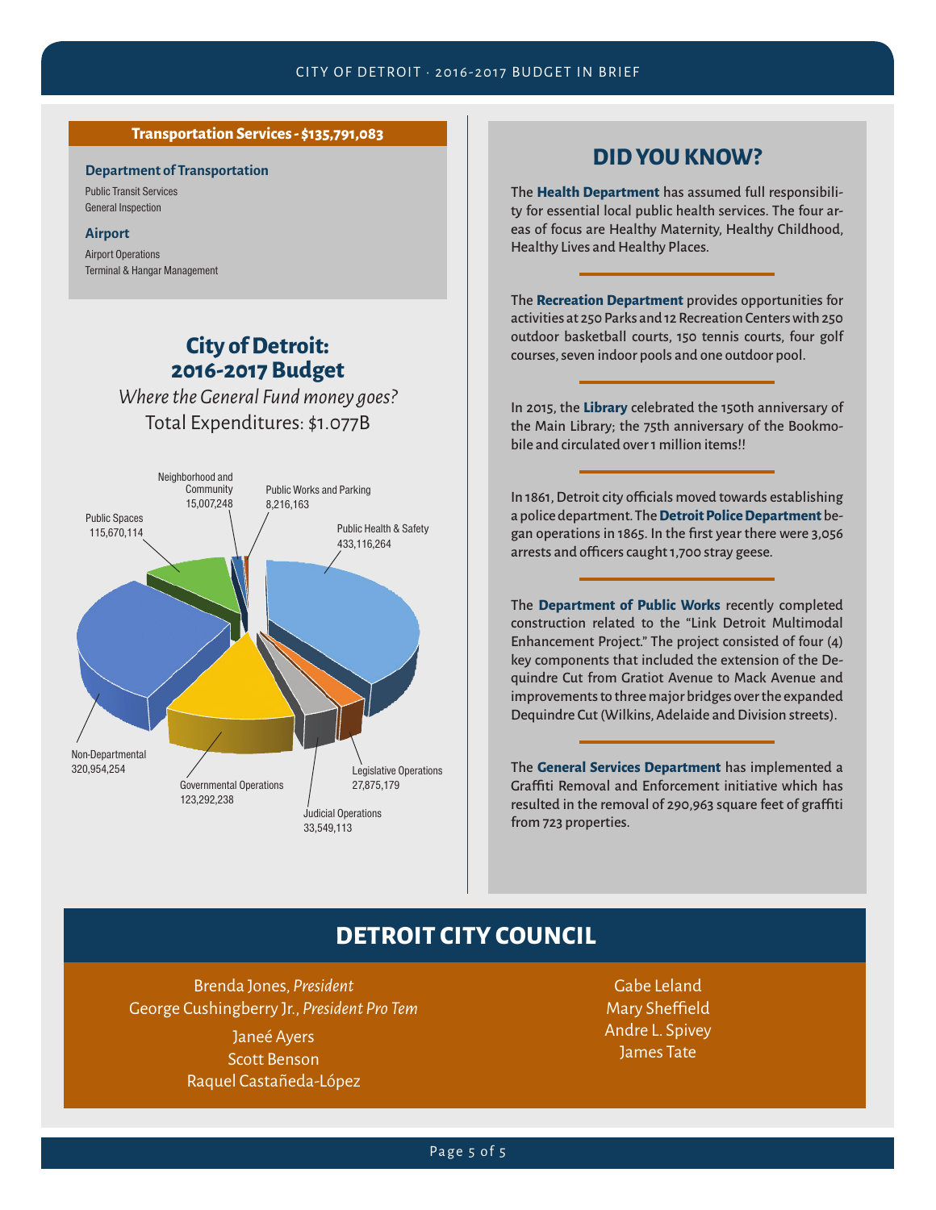**Transportation Services - $135,791,083**

**Department of Transportation**

Public Transit Services
General Inspection

**Airport**

Airport Operations
Terminal & Hangar Management

## City of Detroit: 2016-2017 Budget

*Where the General Fund money goes?*

Total Expenditures: $1.077B

Neighborhood and Community
15,007,248

Public Works and Parking
8,216,163

Public Spaces
115,670,114

Public Health & Safety
433,116,264

Non-Departmental
320,954,254

Governmental Operations
123,292,238

Legislative Operations
27,875,179

Judicial Operations
33,549,113

## DID YOU KNOW?

The **Health Department** has assumed full responsibility for essential local public health services. The four areas of focus are Healthy Maternity, Healthy Childhood, Healthy Lives and Healthy Places.

The **Recreation Department** provides opportunities for activities at 250 Parks and 12 Recreation Centers with 250 outdoor basketball courts, 150 tennis courts, four golf courses, seven indoor pools and one outdoor pool.

In 2015, the **Library** celebrated the 150th anniversary of the Main Library; the 75th anniversary of the Bookmobile and circulated over 1 million items!!

In 1861, Detroit city officials moved towards establishing a police department. The **Detroit Police Department** began operations in 1865. In the first year there were 3,056 arrests and officers caught 1,700 stray geese.

The **Department of Public Works** recently completed construction related to the "Link Detroit Multimodal Enhancement Project." The project consisted of four (4) key components that included the extension of the Dequindre Cut from Gratiot Avenue to Mack Avenue and improvements to three major bridges over the expanded Dequindre Cut (Wilkins, Adelaide and Division streets).

The **General Services Department** has implemented a Graffiti Removal and Enforcement initiative which has resulted in the removal of 290,963 square feet of graffiti from 723 properties.

## DETROIT CITY COUNCIL

Brenda Jones, *President*
George Cushingberry Jr., *President Pro Tem*
Janeé Ayers
Scott Benson
Raquel Castañeda-López
Gabe Leland
Mary Sheffield
Andre L. Spivey
James Tate